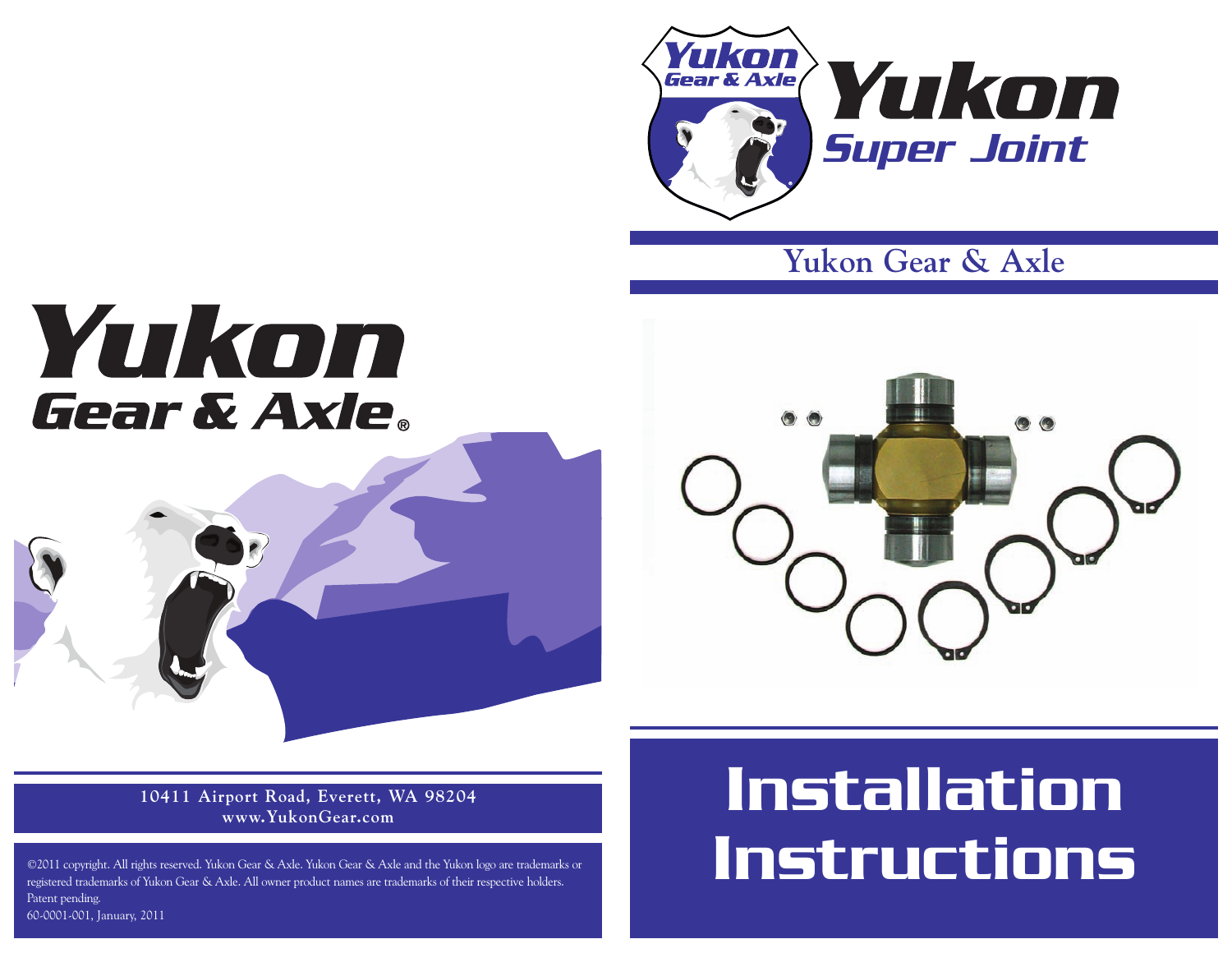# Yukon Gear & Axle

10411 Airport Road, Everett, WA 98204
www.YukonGear.com

©2011 copyright. All rights reserved. Yukon Gear & Axle. Yukon Gear & Axle and the Yukon logo are trademarks or registered trademarks of Yukon Gear & Axle. All owner product names are trademarks of their respective holders.
Patent pending.
60-0001-001, January, 2011

# Yukon Super Joint

## Yukon Gear & Axle

# Installation Instructions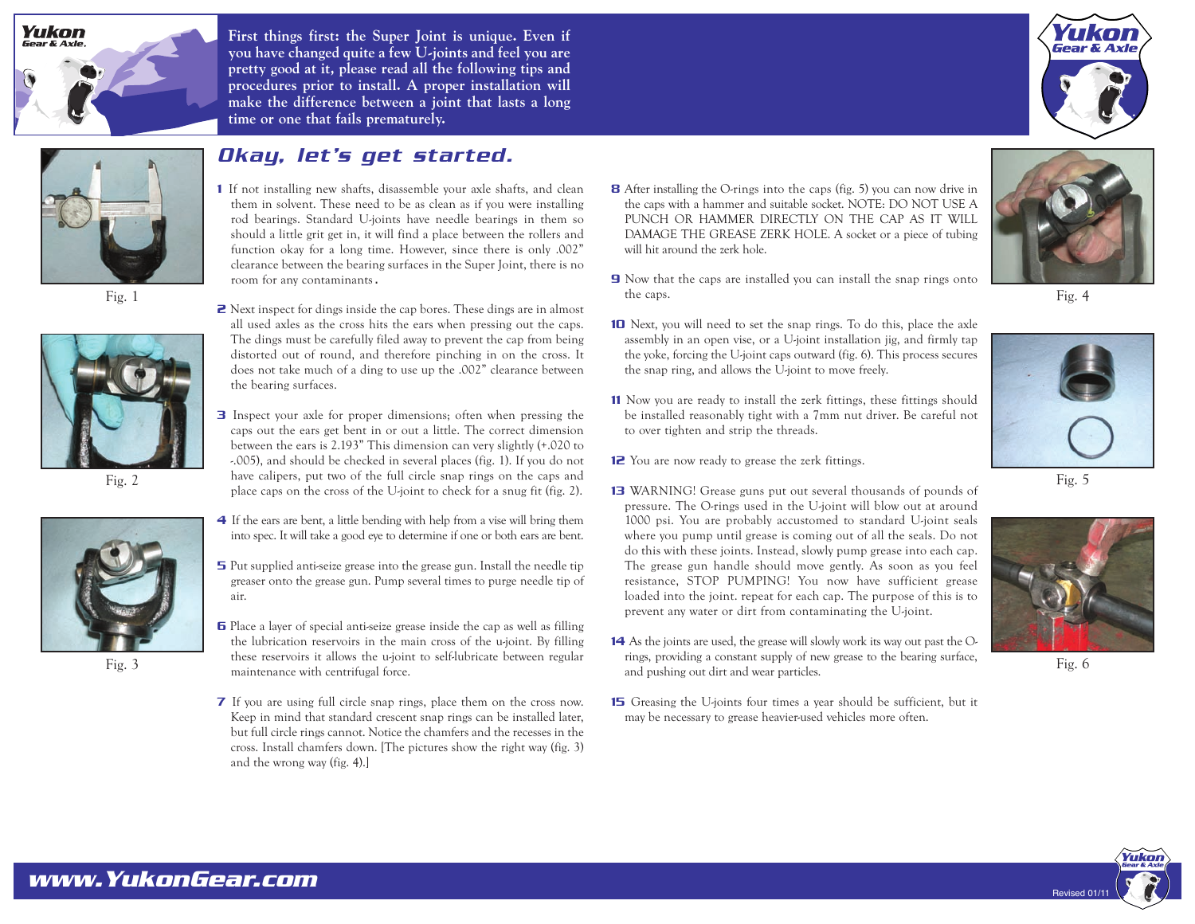First things first: the Super Joint is unique. Even if you have changed quite a few U-joints and feel you are pretty good at it, please read all the following tips and procedures prior to install. A proper installation will make the difference between a joint that lasts a long time or one that fails prematurely.

## Okay, let's get started.

**1** If not installing new shafts, disassemble your axle shafts, and clean them in solvent. These need to be as clean as if you were installing rod bearings. Standard U-joints have needle bearings in them so should a little grit get in, it will find a place between the rollers and function okay for a long time. However, since there is only .002" clearance between the bearing surfaces in the Super Joint, there is no room for any contaminants.

**2** Next inspect for dings inside the cap bores. These dings are in almost all used axles as the cross hits the ears when pressing out the caps. The dings must be carefully filed away to prevent the cap from being distorted out of round, and therefore pinching in on the cross. It does not take much of a ding to use up the .002" clearance between the bearing surfaces.

**3** Inspect your axle for proper dimensions; often when pressing the caps out the ears get bent in or out a little. The correct dimension between the ears is 2.193" This dimension can very slightly (+.020 to -.005), and should be checked in several places (fig. 1). If you do not have calipers, put two of the full circle snap rings on the caps and place caps on the cross of the U-joint to check for a snug fit (fig. 2).

**4** If the ears are bent, a little bending with help from a vise will bring them into spec. It will take a good eye to determine if one or both ears are bent.

**5** Put supplied anti-seize grease into the grease gun. Install the needle tip greaser onto the grease gun. Pump several times to purge needle tip of air.

**6** Place a layer of special anti-seize grease inside the cap as well as filling the lubrication reservoirs in the main cross of the u-joint. By filling these reservoirs it allows the u-joint to self-lubricate between regular maintenance with centrifugal force.

**7** If you are using full circle snap rings, place them on the cross now. Keep in mind that standard crescent snap rings can be installed later, but full circle rings cannot. Notice the chamfers and the recesses in the cross. Install chamfers down. [The pictures show the right way (fig. 3) and the wrong way (fig. 4).]

Fig. 1

Fig. 2

Fig. 3

**8** After installing the O-rings into the caps (fig. 5) you can now drive in the caps with a hammer and suitable socket. NOTE: DO NOT USE A PUNCH OR HAMMER DIRECTLY ON THE CAP AS IT WILL DAMAGE THE GREASE ZERK HOLE. A socket or a piece of tubing will hit around the zerk hole.

**9** Now that the caps are installed you can install the snap rings onto the caps.

**10** Next, you will need to set the snap rings. To do this, place the axle assembly in an open vise, or a U-joint installation jig, and firmly tap the yoke, forcing the U-joint caps outward (fig. 6). This process secures the snap ring, and allows the U-joint to move freely.

**11** Now you are ready to install the zerk fittings, these fittings should be installed reasonably tight with a 7mm nut driver. Be careful not to over tighten and strip the threads.

**12** You are now ready to grease the zerk fittings.

**13** WARNING! Grease guns put out several thousands of pounds of pressure. The O-rings used in the U-joint will blow out at around 1000 psi. You are probably accustomed to standard U-joint seals where you pump until grease is coming out of all the seals. Do not do this with these joints. Instead, slowly pump grease into each cap. The grease gun handle should move gently. As soon as you feel resistance, STOP PUMPING! You now have sufficient grease loaded into the joint. repeat for each cap. The purpose of this is to prevent any water or dirt from contaminating the U-joint.

**14** As the joints are used, the grease will slowly work its way out past the O-rings, providing a constant supply of new grease to the bearing surface, and pushing out dirt and wear particles.

**15** Greasing the U-joints four times a year should be sufficient, but it may be necessary to grease heavier-used vehicles more often.

Fig. 4

Fig. 5

Fig. 6

www.YukonGear.com

Revised 01/11